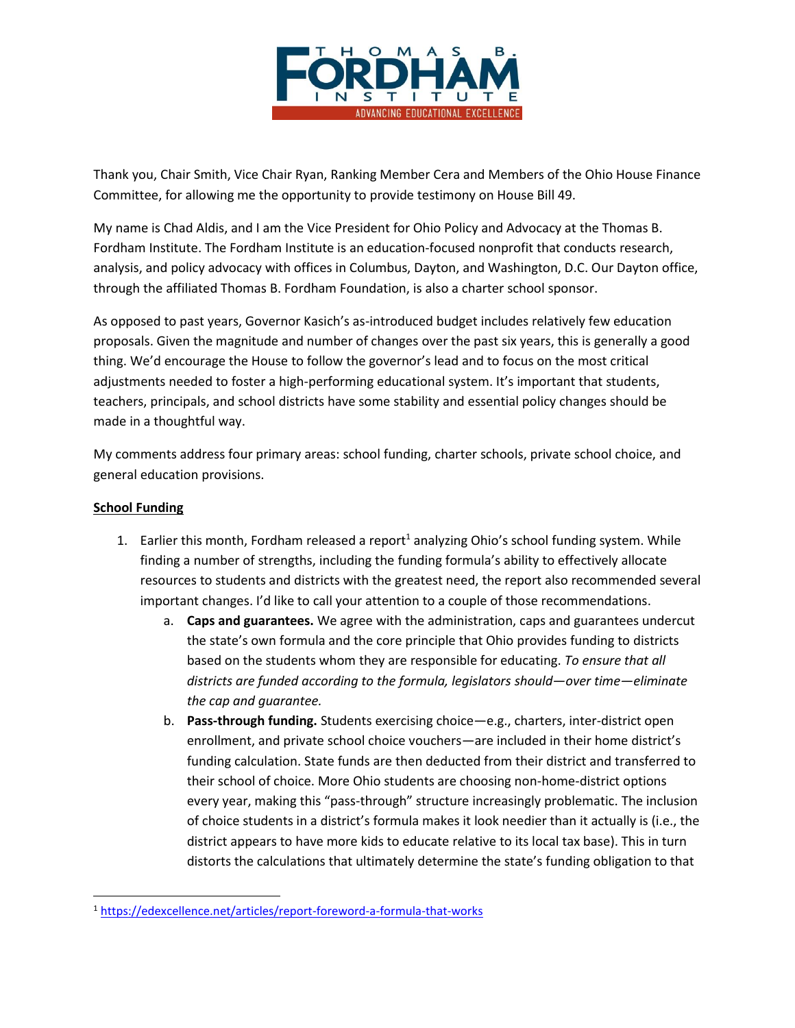Thank you, Chair Smith, Vice Chair Ryan, Ranking Member Cera and Members of the Ohio House Finance Committee, for allowing me the opportunity to provide testimony on House Bill 49.

My name is Chad Aldis, and I am the Vice President for Ohio Policy and Advocacy at the Thomas B. Fordham Institute. The Fordham Institute is an education-focused nonprofit that conducts research, analysis, and policy advocacy with offices in Columbus, Dayton, and Washington, D.C. Our Dayton office, through the affiliated Thomas B. Fordham Foundation, is also a charter school sponsor.

As opposed to past years, Governor Kasich's as-introduced budget includes relatively few education proposals. Given the magnitude and number of changes over the past six years, this is generally a good thing. We'd encourage the House to follow the governor's lead and to focus on the most critical adjustments needed to foster a high-performing educational system. It's important that students, teachers, principals, and school districts have some stability and essential policy changes should be made in a thoughtful way.

My comments address four primary areas: school funding, charter schools, private school choice, and general education provisions.

**School Funding**

1. Earlier this month, Fordham released a report[1] analyzing Ohio's school funding system. While finding a number of strengths, including the funding formula's ability to effectively allocate resources to students and districts with the greatest need, the report also recommended several important changes. I'd like to call your attention to a couple of those recommendations.
    a. **Caps and guarantees.** We agree with the administration, caps and guarantees undercut the state's own formula and the core principle that Ohio provides funding to districts based on the students whom they are responsible for educating. *To ensure that all districts are funded according to the formula, legislators should—over time—eliminate the cap and guarantee.*
    b. **Pass-through funding.** Students exercising choice—e.g., charters, inter-district open enrollment, and private school choice vouchers—are included in their home district's funding calculation. State funds are then deducted from their district and transferred to their school of choice. More Ohio students are choosing non-home-district options every year, making this "pass-through" structure increasingly problematic. The inclusion of choice students in a district's formula makes it look needier than it actually is (i.e., the district appears to have more kids to educate relative to its local tax base). This in turn distorts the calculations that ultimately determine the state's funding obligation to that

[1] https://edexcellence.net/articles/report-foreword-a-formula-that-works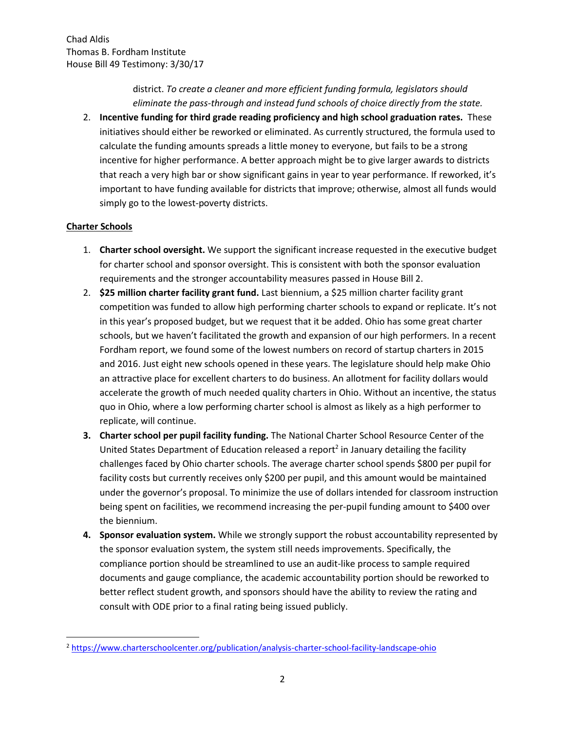district. *To create a cleaner and more efficient funding formula, legislators should eliminate the pass-through and instead fund schools of choice directly from the state.*

2. **Incentive funding for third grade reading proficiency and high school graduation rates.** These initiatives should either be reworked or eliminated. As currently structured, the formula used to calculate the funding amounts spreads a little money to everyone, but fails to be a strong incentive for higher performance. A better approach might be to give larger awards to districts that reach a very high bar or show significant gains in year to year performance. If reworked, it's important to have funding available for districts that improve; otherwise, almost all funds would simply go to the lowest-poverty districts.

**Charter Schools**

1. **Charter school oversight.** We support the significant increase requested in the executive budget for charter school and sponsor oversight. This is consistent with both the sponsor evaluation requirements and the stronger accountability measures passed in House Bill 2.
2. **$25 million charter facility grant fund.** Last biennium, a $25 million charter facility grant competition was funded to allow high performing charter schools to expand or replicate. It's not in this year's proposed budget, but we request that it be added. Ohio has some great charter schools, but we haven't facilitated the growth and expansion of our high performers. In a recent Fordham report, we found some of the lowest numbers on record of startup charters in 2015 and 2016. Just eight new schools opened in these years. The legislature should help make Ohio an attractive place for excellent charters to do business. An allotment for facility dollars would accelerate the growth of much needed quality charters in Ohio. Without an incentive, the status quo in Ohio, where a low performing charter school is almost as likely as a high performer to replicate, will continue.
3. **Charter school per pupil facility funding.** The National Charter School Resource Center of the United States Department of Education released a report[2] in January detailing the facility challenges faced by Ohio charter schools. The average charter school spends $800 per pupil for facility costs but currently receives only $200 per pupil, and this amount would be maintained under the governor's proposal. To minimize the use of dollars intended for classroom instruction being spent on facilities, we recommend increasing the per-pupil funding amount to $400 over the biennium.
4. **Sponsor evaluation system.** While we strongly support the robust accountability represented by the sponsor evaluation system, the system still needs improvements. Specifically, the compliance portion should be streamlined to use an audit-like process to sample required documents and gauge compliance, the academic accountability portion should be reworked to better reflect student growth, and sponsors should have the ability to review the rating and consult with ODE prior to a final rating being issued publicly.

---

[2] https://www.charterschoolcenter.org/publication/analysis-charter-school-facility-landscape-ohio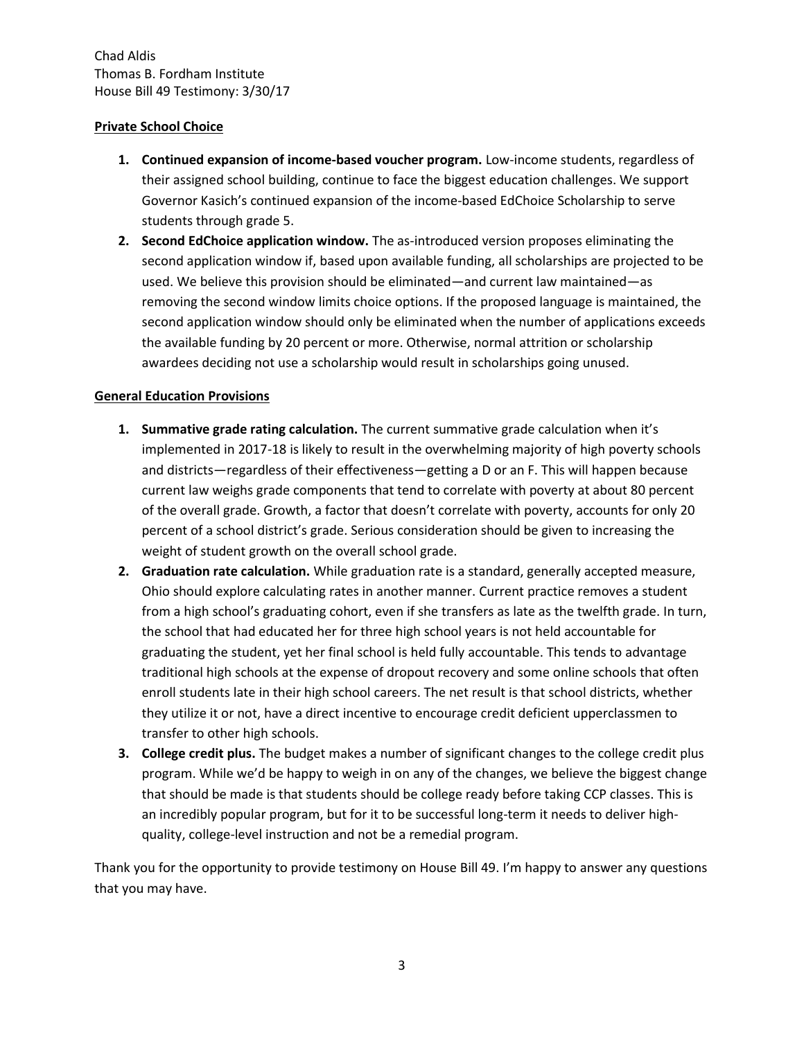Chad Aldis
Thomas B. Fordham Institute
House Bill 49 Testimony: 3/30/17

**Private School Choice**

1. **Continued expansion of income-based voucher program.** Low-income students, regardless of their assigned school building, continue to face the biggest education challenges. We support Governor Kasich's continued expansion of the income-based EdChoice Scholarship to serve students through grade 5.
2. **Second EdChoice application window.** The as-introduced version proposes eliminating the second application window if, based upon available funding, all scholarships are projected to be used. We believe this provision should be eliminated—and current law maintained—as removing the second window limits choice options. If the proposed language is maintained, the second application window should only be eliminated when the number of applications exceeds the available funding by 20 percent or more. Otherwise, normal attrition or scholarship awardees deciding not use a scholarship would result in scholarships going unused.

**General Education Provisions**

1. **Summative grade rating calculation.** The current summative grade calculation when it's implemented in 2017-18 is likely to result in the overwhelming majority of high poverty schools and districts—regardless of their effectiveness—getting a D or an F. This will happen because current law weighs grade components that tend to correlate with poverty at about 80 percent of the overall grade. Growth, a factor that doesn't correlate with poverty, accounts for only 20 percent of a school district's grade. Serious consideration should be given to increasing the weight of student growth on the overall school grade.
2. **Graduation rate calculation.** While graduation rate is a standard, generally accepted measure, Ohio should explore calculating rates in another manner. Current practice removes a student from a high school's graduating cohort, even if she transfers as late as the twelfth grade. In turn, the school that had educated her for three high school years is not held accountable for graduating the student, yet her final school is held fully accountable. This tends to advantage traditional high schools at the expense of dropout recovery and some online schools that often enroll students late in their high school careers. The net result is that school districts, whether they utilize it or not, have a direct incentive to encourage credit deficient upperclassmen to transfer to other high schools.
3. **College credit plus.** The budget makes a number of significant changes to the college credit plus program. While we'd be happy to weigh in on any of the changes, we believe the biggest change that should be made is that students should be college ready before taking CCP classes. This is an incredibly popular program, but for it to be successful long-term it needs to deliver high-quality, college-level instruction and not be a remedial program.

Thank you for the opportunity to provide testimony on House Bill 49. I'm happy to answer any questions that you may have.